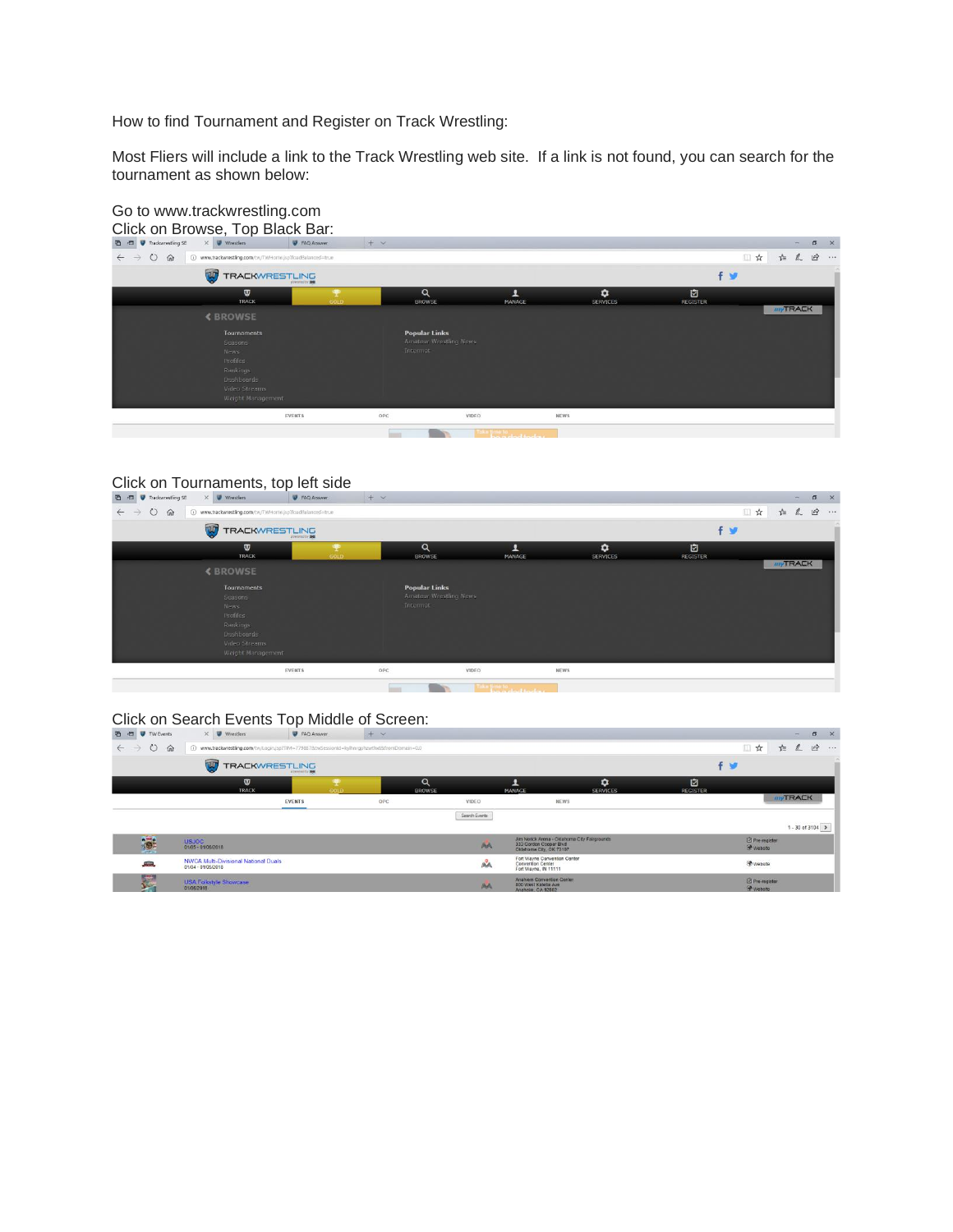How to find Tournament and Register on Track Wrestling:

Most Fliers will include a link to the Track Wrestling web site. If a link is not found, you can search for the tournament as shown below:

Go to www.trackwrestling.com

Click on Browse, Top Black Bar:

Click on Tournaments, top left side

Click on Search Events Top Middle of Screen: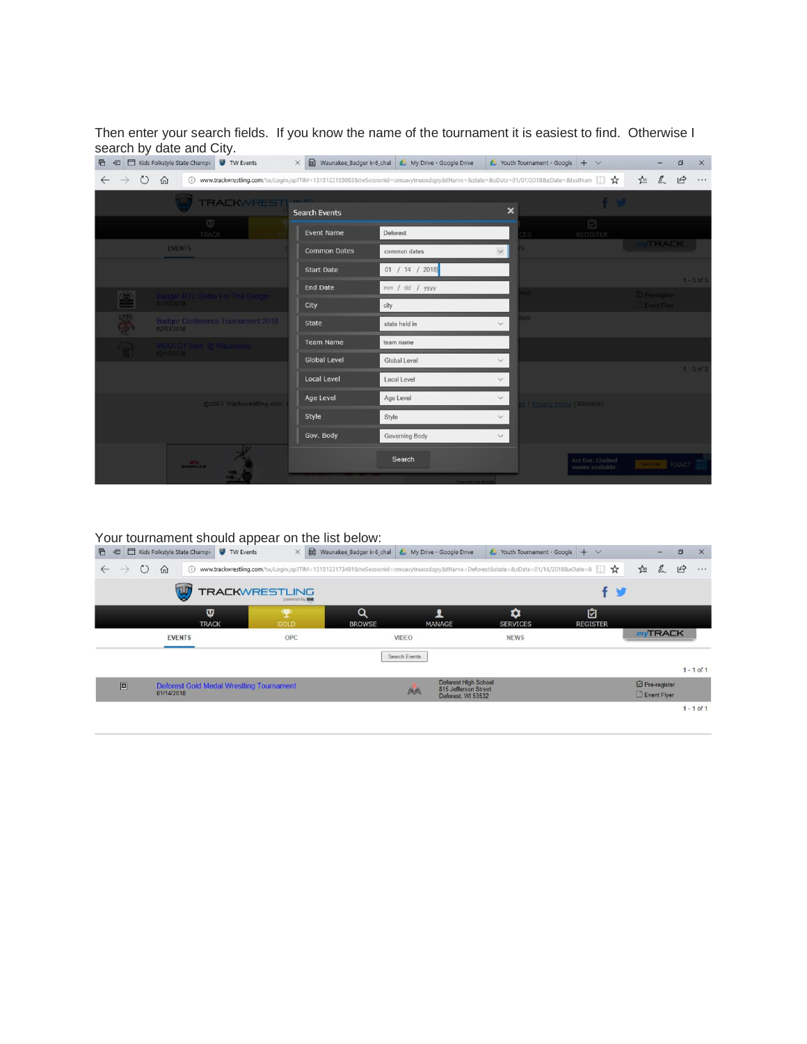Then enter your search fields. If you know the name of the tournament it is easiest to find. Otherwise I search by date and City.

Your tournament should appear on the list below: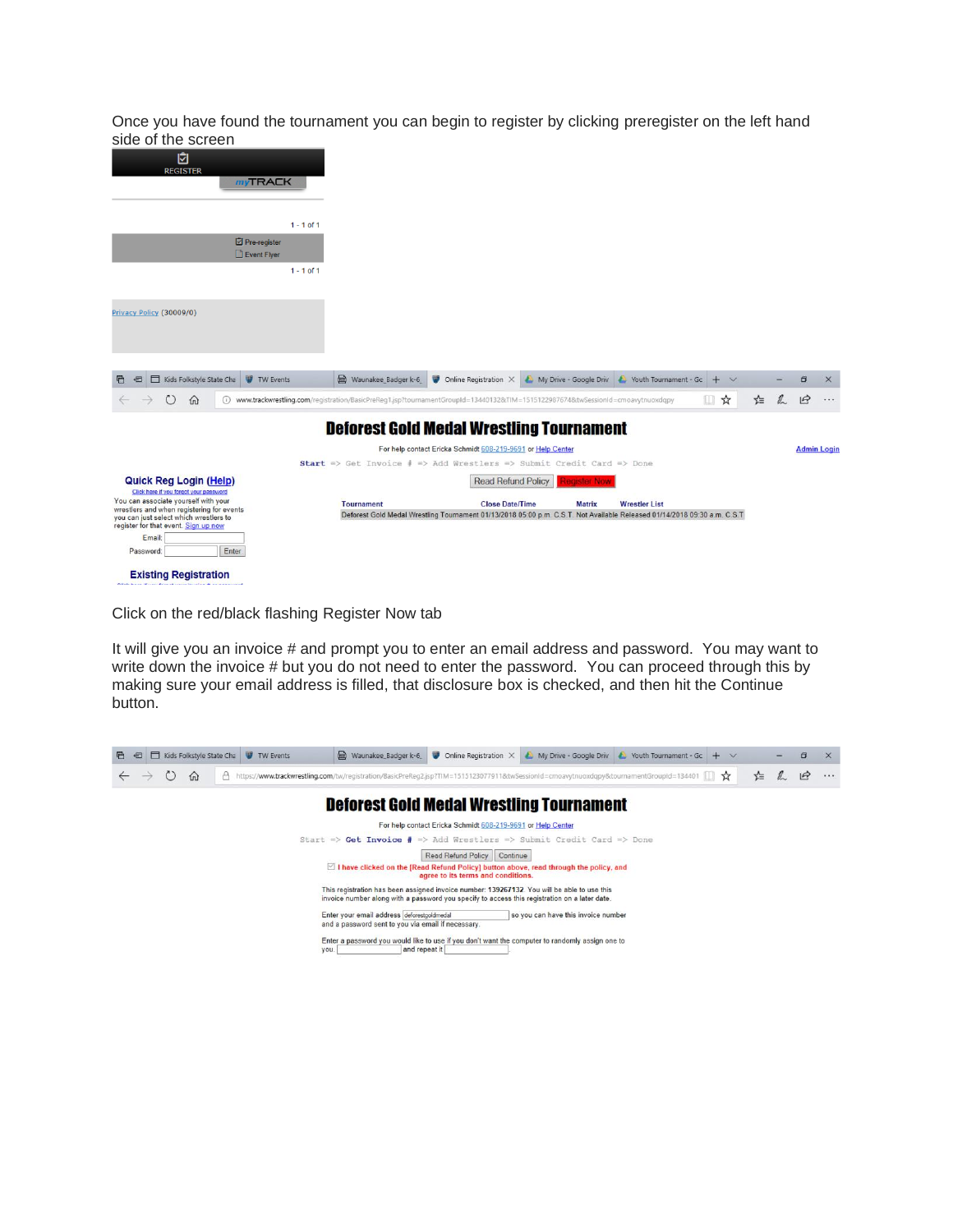Once you have found the tournament you can begin to register by clicking preregister on the left hand side of the screen

REGISTER

myTRACK

1 - 1 of 1

Pre-register
Event Flyer

1 - 1 of 1

Privacy Policy (30009/0)

Kids Folkstyle State Cha | TW Events | Waunakee_Badger k-6_ | Online Registration | My Drive - Google Driv | Youth Tournament - Gc

www.trackwrestling.com/registration/BasicPreReg1.jsp?tournamentGroupId=134401328TIM=1515122987674&twSessionId=cmoavytnuoxdqpy

# Deforest Gold Medal Wrestling Tournament

For help contact Ericka Schmidt 608-219-9691 or Help Center

Admin Login

Start => Get Invoice # => Add Wrestlers => Submit Credit Card => Done

Read Refund Policy | Register Now

| Tournament | Close Date/Time | Matrix | Wrestler List |
|---|---|---|---|
| Deforest Gold Medal Wrestling Tournament | 01/13/2018 05:00 p.m. C.S.T. | Not Available | Released 01/14/2018 09:30 a.m. C.S.T |

**Quick Reg Login (Help)**

Click here if you forgot your password

You can associate yourself with your wrestlers and when registering for events you can just select which wrestlers to register for that event. Sign up now

Email:

Password: Enter

**Existing Registration**

Click on the red/black flashing Register Now tab

It will give you an invoice # and prompt you to enter an email address and password. You may want to write down the invoice # but you do not need to enter the password. You can proceed through this by making sure your email address is filled, that disclosure box is checked, and then hit the Continue button.

Kids Folkstyle State Cha | TW Events | Waunakee_Badger k-6_ | Online Registration | My Drive - Google Driv | Youth Tournament - Gc

https://www.trackwrestling.com/tw/registration/BasicPreReg2.jsp?TIM=1515123077911&twSessionId=cmoavytnuoxdqpy&tournamentGroupId=134401

# Deforest Gold Medal Wrestling Tournament

For help contact Ericka Schmidt 608-219-9691 or Help Center

Start => Get Invoice # => Add Wrestlers => Submit Credit Card => Done

Read Refund Policy | Continue

☑ I have clicked on the [Read Refund Policy] button above, read through the policy, and agree to its terms and conditions.

This registration has been assigned invoice number: 139267132. You will be able to use this invoice number along with a password you specify to access this registration on a later date.

Enter your email address deforestgoldmedal so you can have this invoice number and a password sent to you via email if necessary.

Enter a password you would like to use if you don't want the computer to randomly assign one to you. and repeat it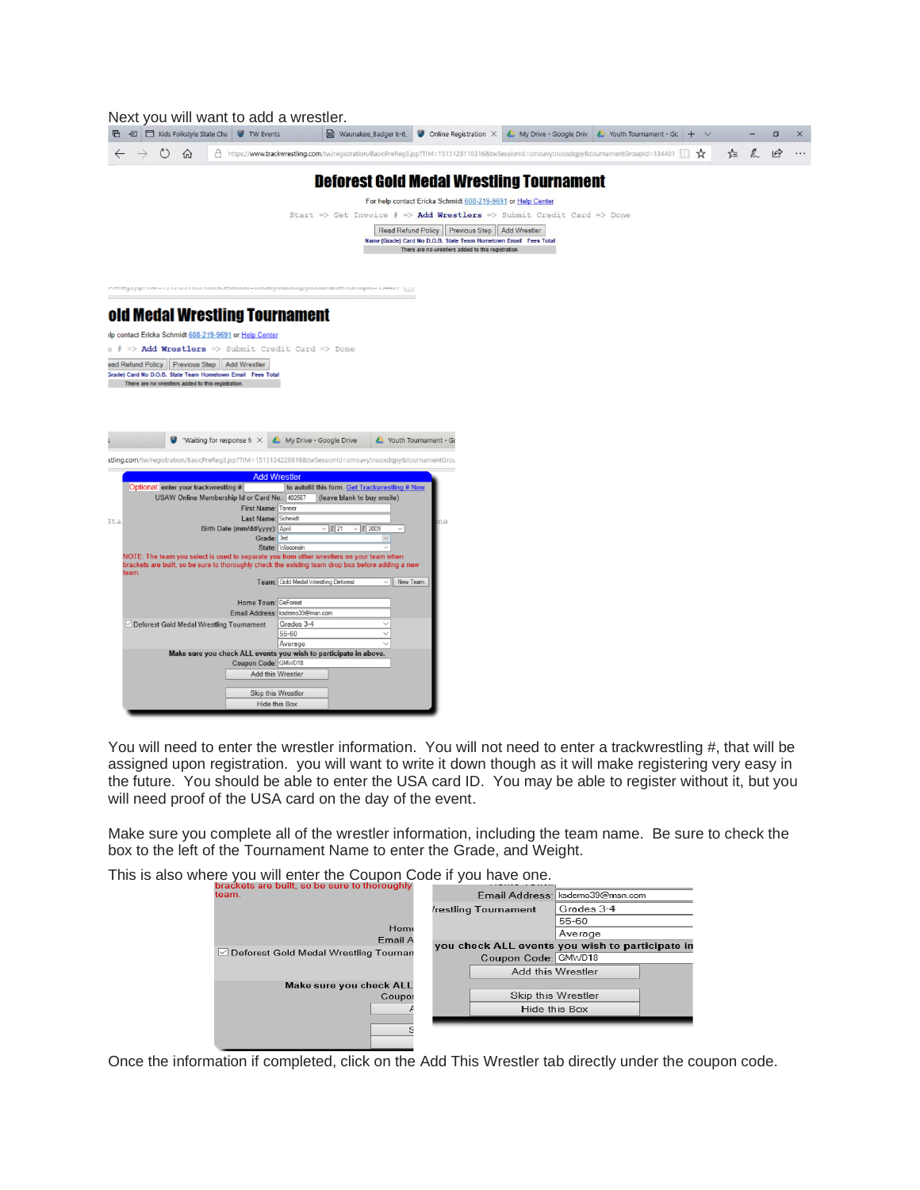Next you will want to add a wrestler.

You will need to enter the wrestler information. You will not need to enter a trackwrestling #, that will be assigned upon registration. you will want to write it down though as it will make registering very easy in the future. You should be able to enter the USA card ID. You may be able to register without it, but you will need proof of the USA card on the day of the event.

Make sure you complete all of the wrestler information, including the team name. Be sure to check the box to the left of the Tournament Name to enter the Grade, and Weight.

This is also where you will enter the Coupon Code if you have one.

Once the information if completed, click on the Add This Wrestler tab directly under the coupon code.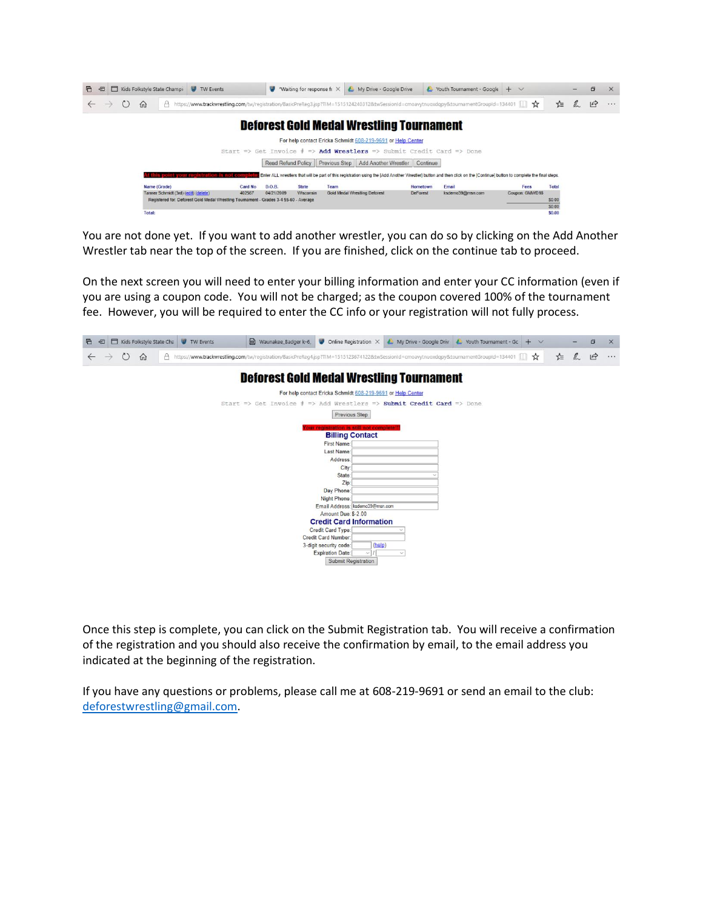**Deforest Gold Medal Wrestling Tournament**

For help contact Ericka Schmidt 608-219-9691 or Help Center

Start => Get Invoice # => **Add Wrestlers** => Submit Credit Card => Done

Read Refund Policy | Previous Step | Add Another Wrestler | Continue

At this point your registration is not complete! Enter ALL wrestlers that will be part of this registration using the [Add Another Wrestler] button and then click on the [Continue] button to complete the final steps.

| Name (Grade) | Card No | D.O.B. | State | Team | Hometown | Email | Fees | Total |
|---|---|---|---|---|---|---|---|---|
| Tanner Schmidt (3rd) (edit) (delete) | 402567 | 04/21/2009 | Wisconsin | Gold Medal Wrestling Deforest | DeForest | ksdemo39@msn.com | Coupon: GMWD18 | |
| Registered for: Deforest Gold Medal Wrestling Tournament - Grades 3-4 55-60 - Average | | | | | | | | $0.00 |
| | | | | | | | | $0.00 |
| Total: | | | | | | | | $0.00 |

You are not done yet. If you want to add another wrestler, you can do so by clicking on the Add Another Wrestler tab near the top of the screen. If you are finished, click on the continue tab to proceed.

On the next screen you will need to enter your billing information and enter your CC information (even if you are using a coupon code. You will not be charged; as the coupon covered 100% of the tournament fee. However, you will be required to enter the CC info or your registration will not fully process.

**Deforest Gold Medal Wrestling Tournament**

For help contact Ericka Schmidt 608-219-9691 or Help Center

Start => Get Invoice # => Add Wrestlers => **Submit Credit Card** => Done

Previous Step

Your registration is still not complete!!

**Billing Contact**

First Name:
Last Name:
Address:
City:
State:
Zip:
Day Phone:
Night Phone:
Email Address: ksdemo39@msn.com
Amount Due: $-2.00

**Credit Card Information**

Credit Card Type:
Credit Card Number:
3-digit security code: (help)
Expiration Date: /

Submit Registration

Once this step is complete, you can click on the Submit Registration tab. You will receive a confirmation of the registration and you should also receive the confirmation by email, to the email address you indicated at the beginning of the registration.

If you have any questions or problems, please call me at 608-219-9691 or send an email to the club: deforestwrestling@gmail.com.